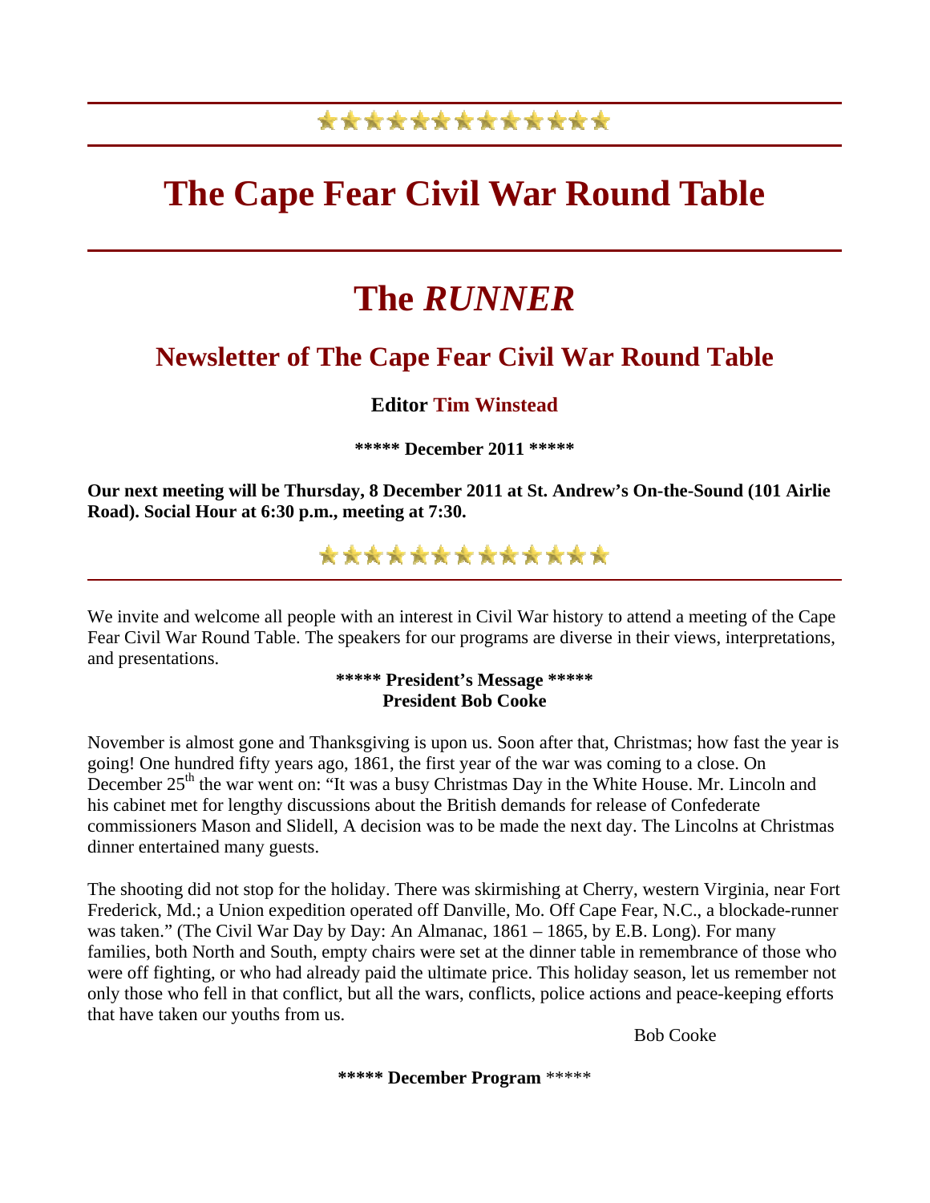# The Cape Fear Civil War Round Table

# The *RUNNER*

## Newsletter of The Cape Fear Civil War Round Table

**Editor Tim Winstead**

**\*\*\*\*\* December 2011 \*\*\*\*\***

**Our next meeting will be Thursday, 8 December 2011 at St. Andrew's On-the-Sound (101 Airlie Road). Social Hour at 6:30 p.m., meeting at 7:30.**

We invite and welcome all people with an interest in Civil War history to attend a meeting of the Cape Fear Civil War Round Table. The speakers for our programs are diverse in their views, interpretations, and presentations.

**\*\*\*\*\* President's Message \*\*\*\*\***
**President Bob Cooke**

November is almost gone and Thanksgiving is upon us. Soon after that, Christmas; how fast the year is going! One hundred fifty years ago, 1861, the first year of the war was coming to a close. On December 25th the war went on: "It was a busy Christmas Day in the White House. Mr. Lincoln and his cabinet met for lengthy discussions about the British demands for release of Confederate commissioners Mason and Slidell, A decision was to be made the next day. The Lincolns at Christmas dinner entertained many guests.

The shooting did not stop for the holiday. There was skirmishing at Cherry, western Virginia, near Fort Frederick, Md.; a Union expedition operated off Danville, Mo. Off Cape Fear, N.C., a blockade-runner was taken." (The Civil War Day by Day: An Almanac, 1861 – 1865, by E.B. Long). For many families, both North and South, empty chairs were set at the dinner table in remembrance of those who were off fighting, or who had already paid the ultimate price. This holiday season, let us remember not only those who fell in that conflict, but all the wars, conflicts, police actions and peace-keeping efforts that have taken our youths from us.

Bob Cooke

**\*\*\*\*\* December Program** \*\*\*\*\*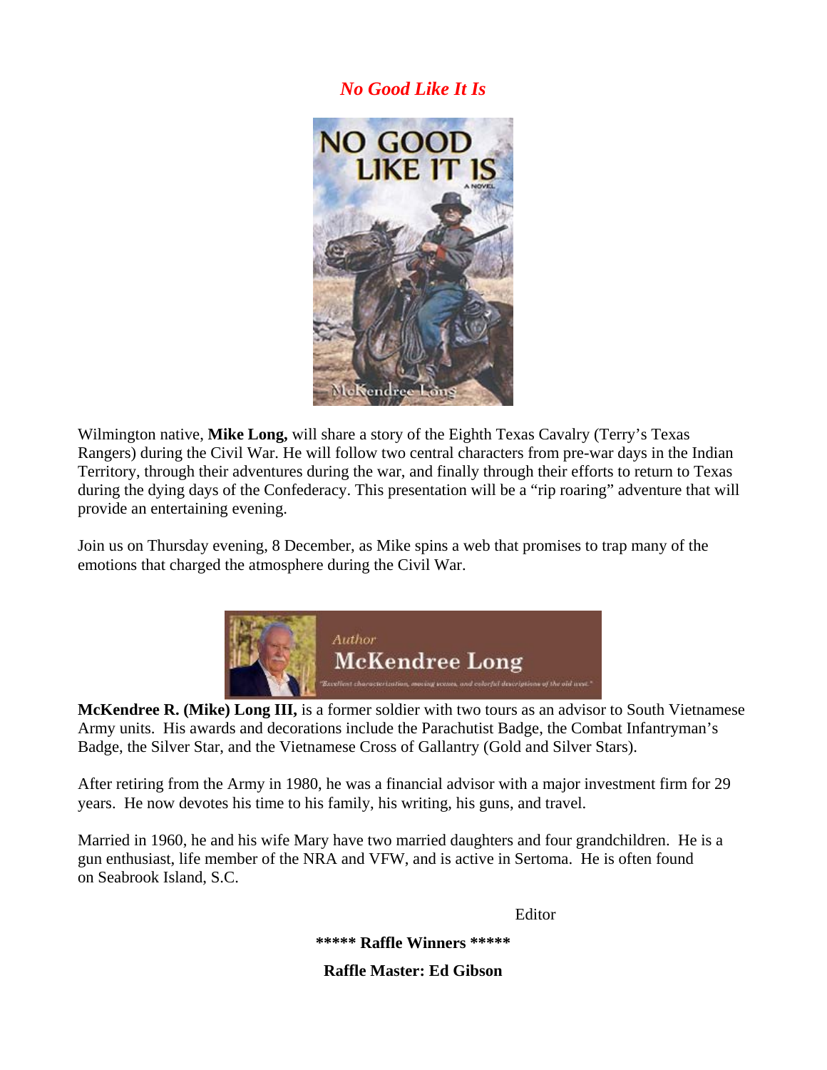# *No Good Like It Is*

Wilmington native, **Mike Long,** will share a story of the Eighth Texas Cavalry (Terry's Texas Rangers) during the Civil War. He will follow two central characters from pre-war days in the Indian Territory, through their adventures during the war, and finally through their efforts to return to Texas during the dying days of the Confederacy. This presentation will be a "rip roaring" adventure that will provide an entertaining evening.

Join us on Thursday evening, 8 December, as Mike spins a web that promises to trap many of the emotions that charged the atmosphere during the Civil War.

**McKendree R. (Mike) Long III,** is a former soldier with two tours as an advisor to South Vietnamese Army units. His awards and decorations include the Parachutist Badge, the Combat Infantryman's Badge, the Silver Star, and the Vietnamese Cross of Gallantry (Gold and Silver Stars).

After retiring from the Army in 1980, he was a financial advisor with a major investment firm for 29 years. He now devotes his time to his family, his writing, his guns, and travel.

Married in 1960, he and his wife Mary have two married daughters and four grandchildren. He is a gun enthusiast, life member of the NRA and VFW, and is active in Sertoma. He is often found on Seabrook Island, S.C.

Editor

**\*\*\*\*\* Raffle Winners \*\*\*\*\***

**Raffle Master: Ed Gibson**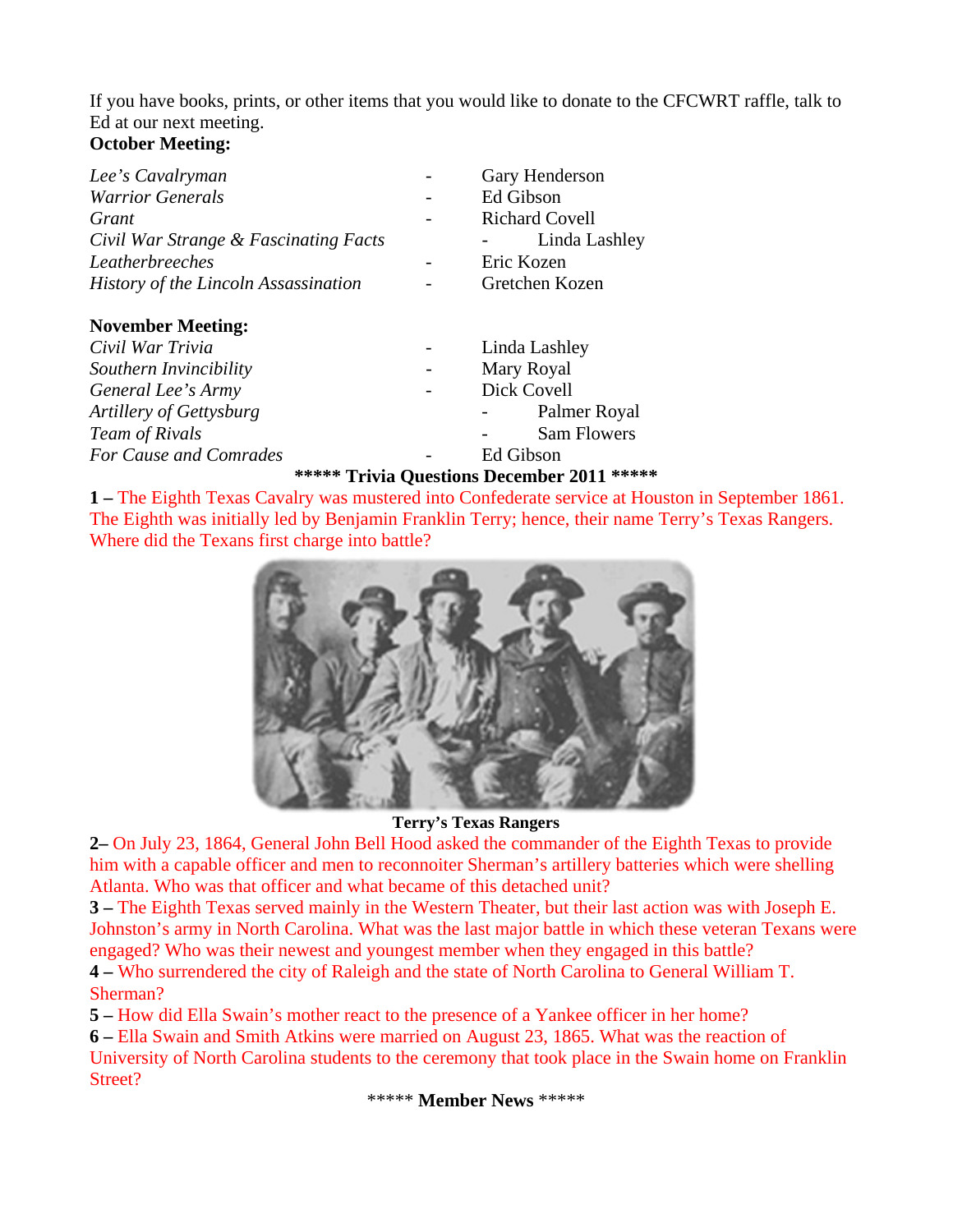If you have books, prints, or other items that you would like to donate to the CFCWRT raffle, talk to Ed at our next meeting.

**October Meeting:**

| | | |
|---|---|---|
| *Lee's Cavalryman* | - | Gary Henderson |
| *Warrior Generals* | - | Ed Gibson |
| *Grant* | - | Richard Covell |
| *Civil War Strange & Fascinating Facts* | - | Linda Lashley |
| *Leatherbreeches* | - | Eric Kozen |
| *History of the Lincoln Assassination* | - | Gretchen Kozen |

**November Meeting:**

| | | |
|---|---|---|
| *Civil War Trivia* | - | Linda Lashley |
| *Southern Invincibility* | - | Mary Royal |
| *General Lee's Army* | - | Dick Covell |
| *Artillery of Gettysburg* | - | Palmer Royal |
| *Team of Rivals* | - | Sam Flowers |
| *For Cause and Comrades* | - | Ed Gibson |

## ***** Trivia Questions December 2011 *****

**1 –** The Eighth Texas Cavalry was mustered into Confederate service at Houston in September 1861. The Eighth was initially led by Benjamin Franklin Terry; hence, their name Terry's Texas Rangers. Where did the Texans first charge into battle?

**Terry's Texas Rangers**

**2–** On July 23, 1864, General John Bell Hood asked the commander of the Eighth Texas to provide him with a capable officer and men to reconnoiter Sherman's artillery batteries which were shelling Atlanta. Who was that officer and what became of this detached unit?

**3 –** The Eighth Texas served mainly in the Western Theater, but their last action was with Joseph E. Johnston's army in North Carolina. What was the last major battle in which these veteran Texans were engaged? Who was their newest and youngest member when they engaged in this battle?

**4 –** Who surrendered the city of Raleigh and the state of North Carolina to General William T. Sherman?

**5 –** How did Ella Swain's mother react to the presence of a Yankee officer in her home?

**6 –** Ella Swain and Smith Atkins were married on August 23, 1865. What was the reaction of University of North Carolina students to the ceremony that took place in the Swain home on Franklin Street?

## ***** Member News *****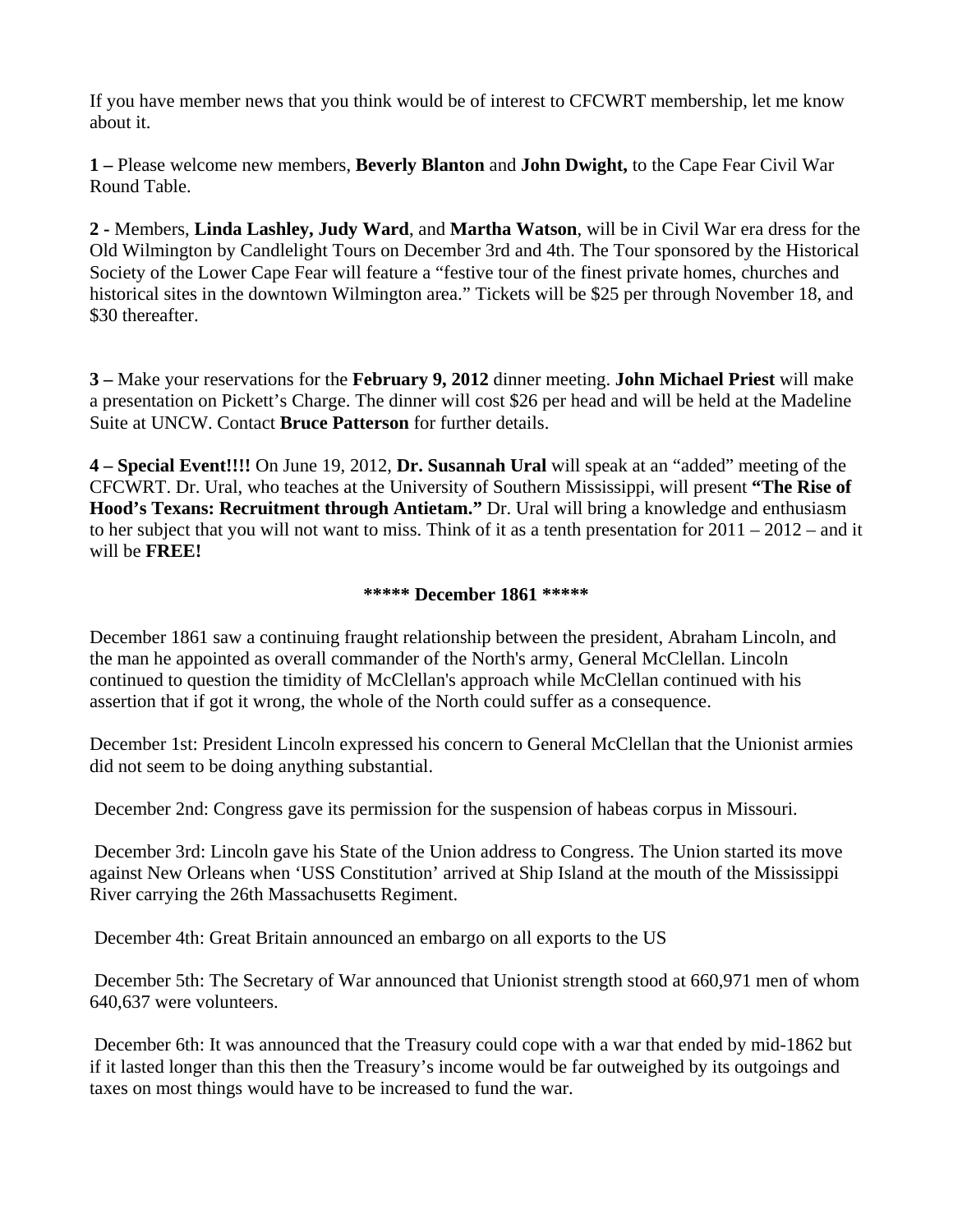If you have member news that you think would be of interest to CFCWRT membership, let me know about it.

**1 –** Please welcome new members, **Beverly Blanton** and **John Dwight,** to the Cape Fear Civil War Round Table.

**2 -** Members, **Linda Lashley, Judy Ward**, and **Martha Watson**, will be in Civil War era dress for the Old Wilmington by Candlelight Tours on December 3rd and 4th. The Tour sponsored by the Historical Society of the Lower Cape Fear will feature a "festive tour of the finest private homes, churches and historical sites in the downtown Wilmington area." Tickets will be $25 per through November 18, and $30 thereafter.

**3 –** Make your reservations for the **February 9, 2012** dinner meeting. **John Michael Priest** will make a presentation on Pickett's Charge. The dinner will cost $26 per head and will be held at the Madeline Suite at UNCW. Contact **Bruce Patterson** for further details.

**4 – Special Event!!!!** On June 19, 2012, **Dr. Susannah Ural** will speak at an "added" meeting of the CFCWRT. Dr. Ural, who teaches at the University of Southern Mississippi, will present **"The Rise of Hood's Texans: Recruitment through Antietam."** Dr. Ural will bring a knowledge and enthusiasm to her subject that you will not want to miss. Think of it as a tenth presentation for 2011 – 2012 – and it will be **FREE!**

**\*\*\*\*\* December 1861 \*\*\*\*\***

December 1861 saw a continuing fraught relationship between the president, Abraham Lincoln, and the man he appointed as overall commander of the North's army, General McClellan. Lincoln continued to question the timidity of McClellan's approach while McClellan continued with his assertion that if got it wrong, the whole of the North could suffer as a consequence.

December 1st: President Lincoln expressed his concern to General McClellan that the Unionist armies did not seem to be doing anything substantial.

December 2nd: Congress gave its permission for the suspension of habeas corpus in Missouri.

December 3rd: Lincoln gave his State of the Union address to Congress. The Union started its move against New Orleans when 'USS Constitution' arrived at Ship Island at the mouth of the Mississippi River carrying the 26th Massachusetts Regiment.

December 4th: Great Britain announced an embargo on all exports to the US

December 5th: The Secretary of War announced that Unionist strength stood at 660,971 men of whom 640,637 were volunteers.

December 6th: It was announced that the Treasury could cope with a war that ended by mid-1862 but if it lasted longer than this then the Treasury's income would be far outweighed by its outgoings and taxes on most things would have to be increased to fund the war.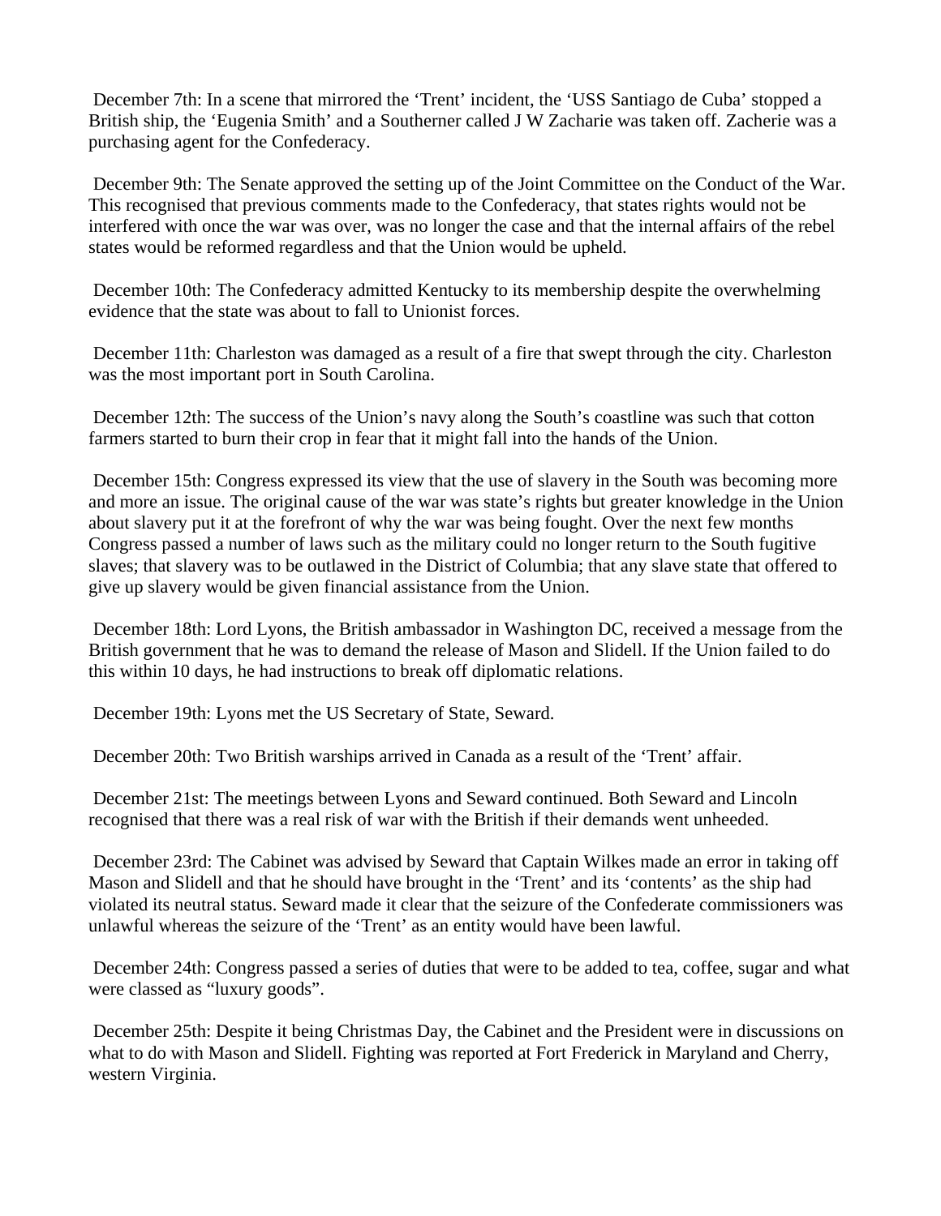December 7th: In a scene that mirrored the 'Trent' incident, the 'USS Santiago de Cuba' stopped a British ship, the 'Eugenia Smith' and a Southerner called J W Zacharie was taken off. Zacherie was a purchasing agent for the Confederacy.

December 9th: The Senate approved the setting up of the Joint Committee on the Conduct of the War. This recognised that previous comments made to the Confederacy, that states rights would not be interfered with once the war was over, was no longer the case and that the internal affairs of the rebel states would be reformed regardless and that the Union would be upheld.

December 10th: The Confederacy admitted Kentucky to its membership despite the overwhelming evidence that the state was about to fall to Unionist forces.

December 11th: Charleston was damaged as a result of a fire that swept through the city. Charleston was the most important port in South Carolina.

December 12th: The success of the Union's navy along the South's coastline was such that cotton farmers started to burn their crop in fear that it might fall into the hands of the Union.

December 15th: Congress expressed its view that the use of slavery in the South was becoming more and more an issue. The original cause of the war was state's rights but greater knowledge in the Union about slavery put it at the forefront of why the war was being fought. Over the next few months Congress passed a number of laws such as the military could no longer return to the South fugitive slaves; that slavery was to be outlawed in the District of Columbia; that any slave state that offered to give up slavery would be given financial assistance from the Union.

December 18th: Lord Lyons, the British ambassador in Washington DC, received a message from the British government that he was to demand the release of Mason and Slidell. If the Union failed to do this within 10 days, he had instructions to break off diplomatic relations.

December 19th: Lyons met the US Secretary of State, Seward.

December 20th: Two British warships arrived in Canada as a result of the 'Trent' affair.

December 21st: The meetings between Lyons and Seward continued. Both Seward and Lincoln recognised that there was a real risk of war with the British if their demands went unheeded.

December 23rd: The Cabinet was advised by Seward that Captain Wilkes made an error in taking off Mason and Slidell and that he should have brought in the 'Trent' and its 'contents' as the ship had violated its neutral status. Seward made it clear that the seizure of the Confederate commissioners was unlawful whereas the seizure of the 'Trent' as an entity would have been lawful.

December 24th: Congress passed a series of duties that were to be added to tea, coffee, sugar and what were classed as "luxury goods".

December 25th: Despite it being Christmas Day, the Cabinet and the President were in discussions on what to do with Mason and Slidell. Fighting was reported at Fort Frederick in Maryland and Cherry, western Virginia.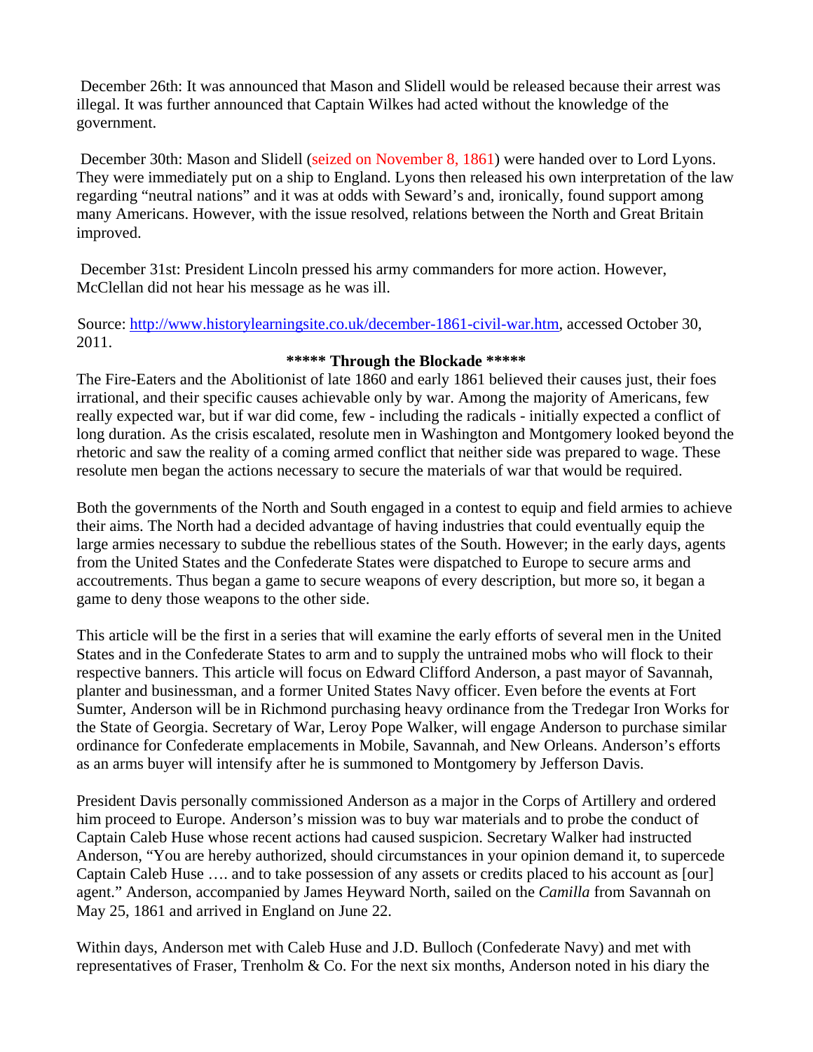December 26th: It was announced that Mason and Slidell would be released because their arrest was illegal. It was further announced that Captain Wilkes had acted without the knowledge of the government.

December 30th: Mason and Slidell (seized on November 8, 1861) were handed over to Lord Lyons. They were immediately put on a ship to England. Lyons then released his own interpretation of the law regarding "neutral nations" and it was at odds with Seward's and, ironically, found support among many Americans. However, with the issue resolved, relations between the North and Great Britain improved.

December 31st: President Lincoln pressed his army commanders for more action. However, McClellan did not hear his message as he was ill.

Source: http://www.historylearningsite.co.uk/december-1861-civil-war.htm, accessed October 30, 2011.

## ***** Through the Blockade *****

The Fire-Eaters and the Abolitionist of late 1860 and early 1861 believed their causes just, their foes irrational, and their specific causes achievable only by war. Among the majority of Americans, few really expected war, but if war did come, few - including the radicals - initially expected a conflict of long duration. As the crisis escalated, resolute men in Washington and Montgomery looked beyond the rhetoric and saw the reality of a coming armed conflict that neither side was prepared to wage. These resolute men began the actions necessary to secure the materials of war that would be required.

Both the governments of the North and South engaged in a contest to equip and field armies to achieve their aims. The North had a decided advantage of having industries that could eventually equip the large armies necessary to subdue the rebellious states of the South. However; in the early days, agents from the United States and the Confederate States were dispatched to Europe to secure arms and accoutrements. Thus began a game to secure weapons of every description, but more so, it began a game to deny those weapons to the other side.

This article will be the first in a series that will examine the early efforts of several men in the United States and in the Confederate States to arm and to supply the untrained mobs who will flock to their respective banners. This article will focus on Edward Clifford Anderson, a past mayor of Savannah, planter and businessman, and a former United States Navy officer. Even before the events at Fort Sumter, Anderson will be in Richmond purchasing heavy ordinance from the Tredegar Iron Works for the State of Georgia. Secretary of War, Leroy Pope Walker, will engage Anderson to purchase similar ordinance for Confederate emplacements in Mobile, Savannah, and New Orleans. Anderson's efforts as an arms buyer will intensify after he is summoned to Montgomery by Jefferson Davis.

President Davis personally commissioned Anderson as a major in the Corps of Artillery and ordered him proceed to Europe. Anderson's mission was to buy war materials and to probe the conduct of Captain Caleb Huse whose recent actions had caused suspicion. Secretary Walker had instructed Anderson, "You are hereby authorized, should circumstances in your opinion demand it, to supercede Captain Caleb Huse …. and to take possession of any assets or credits placed to his account as [our] agent." Anderson, accompanied by James Heyward North, sailed on the *Camilla* from Savannah on May 25, 1861 and arrived in England on June 22.

Within days, Anderson met with Caleb Huse and J.D. Bulloch (Confederate Navy) and met with representatives of Fraser, Trenholm & Co. For the next six months, Anderson noted in his diary the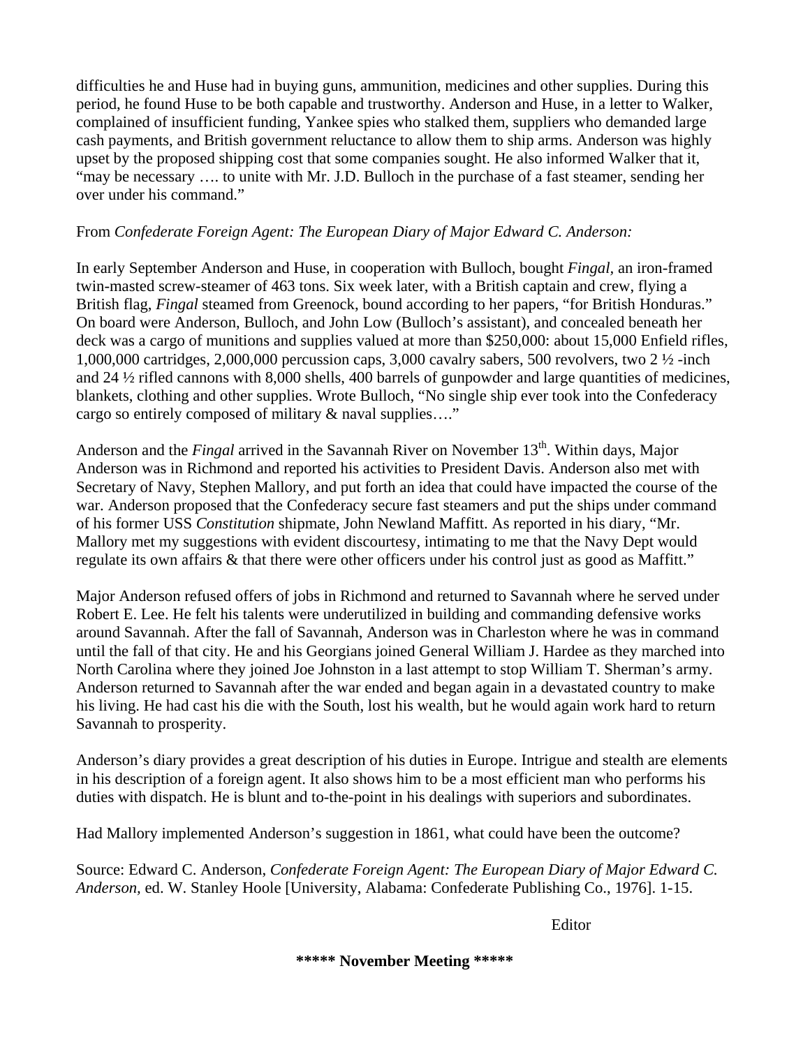difficulties he and Huse had in buying guns, ammunition, medicines and other supplies. During this period, he found Huse to be both capable and trustworthy. Anderson and Huse, in a letter to Walker, complained of insufficient funding, Yankee spies who stalked them, suppliers who demanded large cash payments, and British government reluctance to allow them to ship arms. Anderson was highly upset by the proposed shipping cost that some companies sought. He also informed Walker that it, "may be necessary …. to unite with Mr. J.D. Bulloch in the purchase of a fast steamer, sending her over under his command."

From *Confederate Foreign Agent: The European Diary of Major Edward C. Anderson:*

In early September Anderson and Huse, in cooperation with Bulloch, bought *Fingal*, an iron-framed twin-masted screw-steamer of 463 tons. Six week later, with a British captain and crew, flying a British flag, *Fingal* steamed from Greenock, bound according to her papers, "for British Honduras." On board were Anderson, Bulloch, and John Low (Bulloch's assistant), and concealed beneath her deck was a cargo of munitions and supplies valued at more than $250,000: about 15,000 Enfield rifles, 1,000,000 cartridges, 2,000,000 percussion caps, 3,000 cavalry sabers, 500 revolvers, two 2 ½ -inch and 24 ½ rifled cannons with 8,000 shells, 400 barrels of gunpowder and large quantities of medicines, blankets, clothing and other supplies. Wrote Bulloch, "No single ship ever took into the Confederacy cargo so entirely composed of military & naval supplies…."

Anderson and the *Fingal* arrived in the Savannah River on November 13th. Within days, Major Anderson was in Richmond and reported his activities to President Davis. Anderson also met with Secretary of Navy, Stephen Mallory, and put forth an idea that could have impacted the course of the war. Anderson proposed that the Confederacy secure fast steamers and put the ships under command of his former USS *Constitution* shipmate, John Newland Maffitt. As reported in his diary, "Mr. Mallory met my suggestions with evident discourtesy, intimating to me that the Navy Dept would regulate its own affairs & that there were other officers under his control just as good as Maffitt."

Major Anderson refused offers of jobs in Richmond and returned to Savannah where he served under Robert E. Lee. He felt his talents were underutilized in building and commanding defensive works around Savannah. After the fall of Savannah, Anderson was in Charleston where he was in command until the fall of that city. He and his Georgians joined General William J. Hardee as they marched into North Carolina where they joined Joe Johnston in a last attempt to stop William T. Sherman's army. Anderson returned to Savannah after the war ended and began again in a devastated country to make his living. He had cast his die with the South, lost his wealth, but he would again work hard to return Savannah to prosperity.

Anderson's diary provides a great description of his duties in Europe. Intrigue and stealth are elements in his description of a foreign agent. It also shows him to be a most efficient man who performs his duties with dispatch. He is blunt and to-the-point in his dealings with superiors and subordinates.

Had Mallory implemented Anderson's suggestion in 1861, what could have been the outcome?

Source: Edward C. Anderson, *Confederate Foreign Agent: The European Diary of Major Edward C. Anderson,* ed. W. Stanley Hoole [University, Alabama: Confederate Publishing Co., 1976]. 1-15.

Editor

**\*\*\*\*\* November Meeting \*\*\*\*\***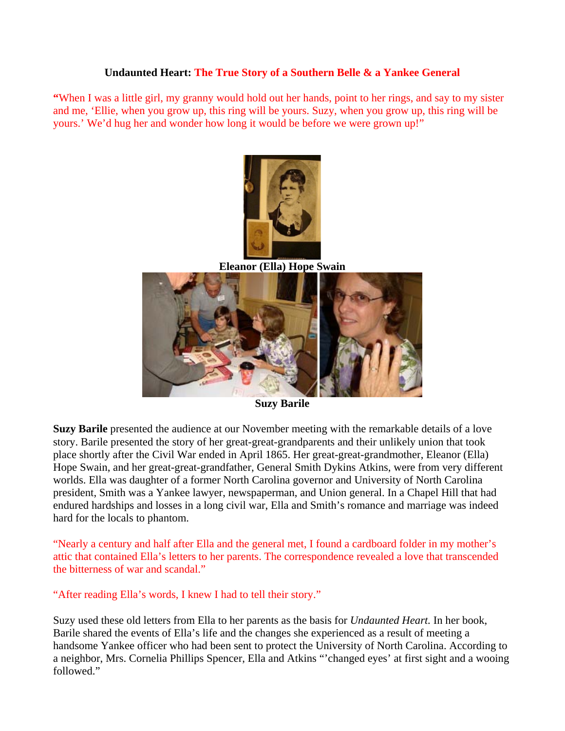**Undaunted Heart: The True Story of a Southern Belle & a Yankee General**

"When I was a little girl, my granny would hold out her hands, point to her rings, and say to my sister and me, 'Ellie, when you grow up, this ring will be yours. Suzy, when you grow up, this ring will be yours.' We'd hug her and wonder how long it would be before we were grown up!"

**Eleanor (Ella) Hope Swain**

**Suzy Barile**

**Suzy Barile** presented the audience at our November meeting with the remarkable details of a love story. Barile presented the story of her great-great-grandparents and their unlikely union that took place shortly after the Civil War ended in April 1865. Her great-great-grandmother, Eleanor (Ella) Hope Swain, and her great-great-grandfather, General Smith Dykins Atkins, were from very different worlds. Ella was daughter of a former North Carolina governor and University of North Carolina president, Smith was a Yankee lawyer, newspaperman, and Union general. In a Chapel Hill that had endured hardships and losses in a long civil war, Ella and Smith's romance and marriage was indeed hard for the locals to phantom.

"Nearly a century and half after Ella and the general met, I found a cardboard folder in my mother's attic that contained Ella's letters to her parents. The correspondence revealed a love that transcended the bitterness of war and scandal."

"After reading Ella's words, I knew I had to tell their story."

Suzy used these old letters from Ella to her parents as the basis for *Undaunted Heart.* In her book, Barile shared the events of Ella's life and the changes she experienced as a result of meeting a handsome Yankee officer who had been sent to protect the University of North Carolina. According to a neighbor, Mrs. Cornelia Phillips Spencer, Ella and Atkins "'changed eyes' at first sight and a wooing followed."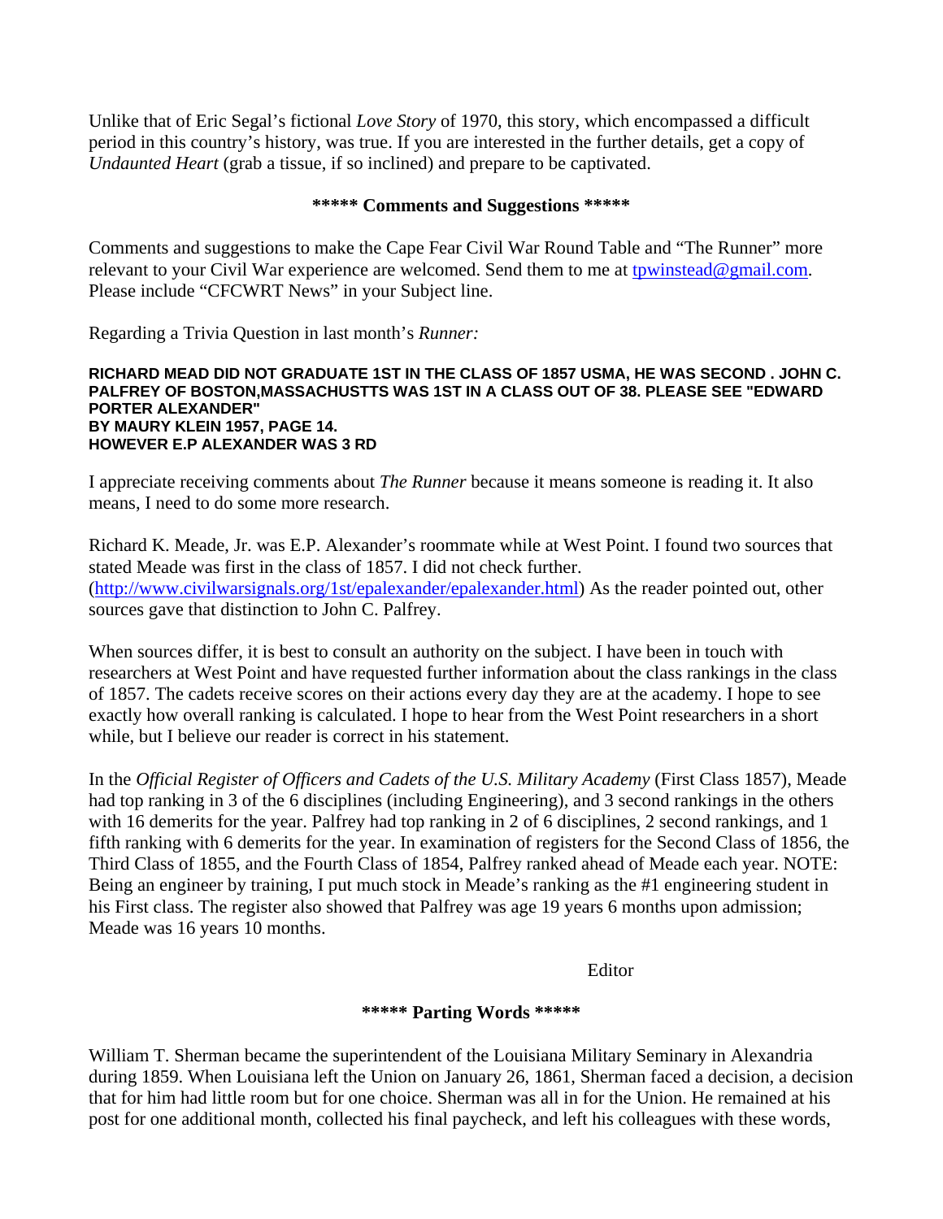Unlike that of Eric Segal's fictional *Love Story* of 1970, this story, which encompassed a difficult period in this country's history, was true. If you are interested in the further details, get a copy of *Undaunted Heart* (grab a tissue, if so inclined) and prepare to be captivated.

## ***** Comments and Suggestions *****

Comments and suggestions to make the Cape Fear Civil War Round Table and "The Runner" more relevant to your Civil War experience are welcomed. Send them to me at [tpwinstead@gmail.com](mailto:tpwinstead@gmail.com). Please include "CFCWRT News" in your Subject line.

Regarding a Trivia Question in last month's *Runner:*

**RICHARD MEAD DID NOT GRADUATE 1ST IN THE CLASS OF 1857 USMA, HE WAS SECOND . JOHN C. PALFREY OF BOSTON,MASSACHUSTTS WAS 1ST IN A CLASS OUT OF 38. PLEASE SEE "EDWARD PORTER ALEXANDER"**
**BY MAURY KLEIN 1957, PAGE 14.**
**HOWEVER E.P ALEXANDER WAS 3 RD**

I appreciate receiving comments about *The Runner* because it means someone is reading it. It also means, I need to do some more research.

Richard K. Meade, Jr. was E.P. Alexander's roommate while at West Point. I found two sources that stated Meade was first in the class of 1857. I did not check further. ([http://www.civilwarsignals.org/1st/epalexander/epalexander.html](http://www.civilwarsignals.org/1st/epalexander/epalexander.html)) As the reader pointed out, other sources gave that distinction to John C. Palfrey.

When sources differ, it is best to consult an authority on the subject. I have been in touch with researchers at West Point and have requested further information about the class rankings in the class of 1857. The cadets receive scores on their actions every day they are at the academy. I hope to see exactly how overall ranking is calculated. I hope to hear from the West Point researchers in a short while, but I believe our reader is correct in his statement.

In the *Official Register of Officers and Cadets of the U.S. Military Academy* (First Class 1857), Meade had top ranking in 3 of the 6 disciplines (including Engineering), and 3 second rankings in the others with 16 demerits for the year. Palfrey had top ranking in 2 of 6 disciplines, 2 second rankings, and 1 fifth ranking with 6 demerits for the year. In examination of registers for the Second Class of 1856, the Third Class of 1855, and the Fourth Class of 1854, Palfrey ranked ahead of Meade each year. NOTE: Being an engineer by training, I put much stock in Meade's ranking as the #1 engineering student in his First class. The register also showed that Palfrey was age 19 years 6 months upon admission; Meade was 16 years 10 months.

Editor

## ***** Parting Words *****

William T. Sherman became the superintendent of the Louisiana Military Seminary in Alexandria during 1859. When Louisiana left the Union on January 26, 1861, Sherman faced a decision, a decision that for him had little room but for one choice. Sherman was all in for the Union. He remained at his post for one additional month, collected his final paycheck, and left his colleagues with these words,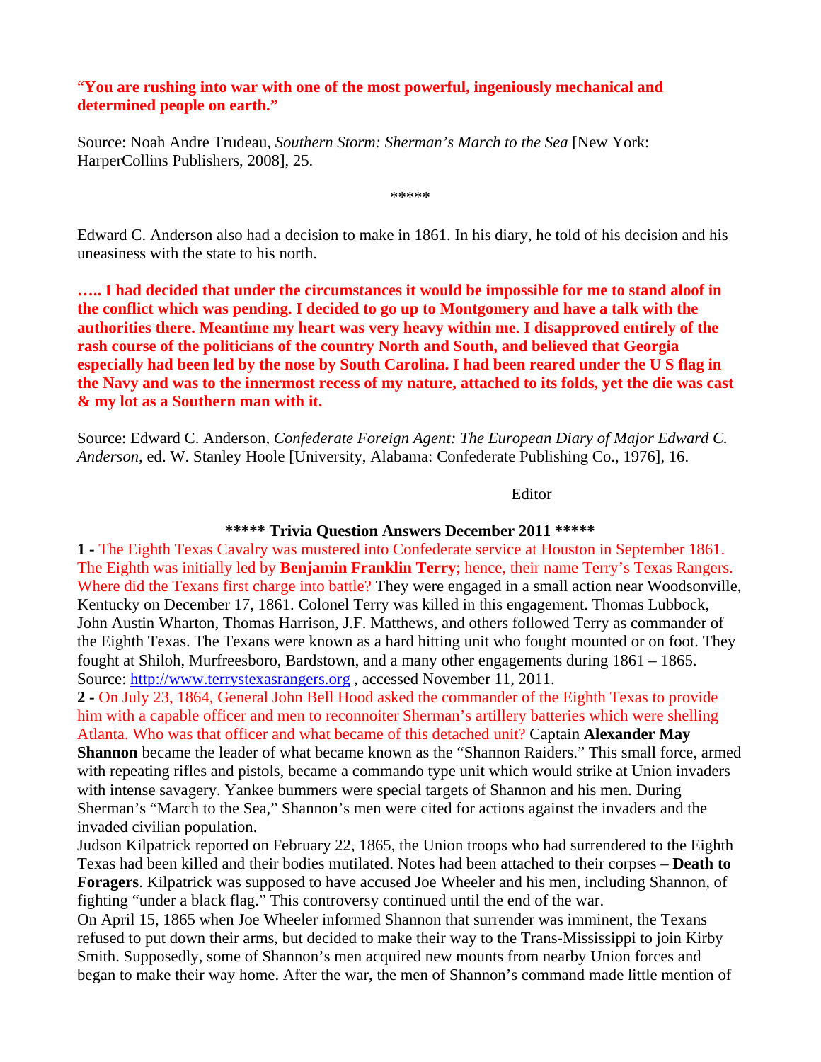**"You are rushing into war with one of the most powerful, ingeniously mechanical and determined people on earth."**

Source: Noah Andre Trudeau, *Southern Storm: Sherman's March to the Sea* [New York: HarperCollins Publishers, 2008], 25.

*****

Edward C. Anderson also had a decision to make in 1861. In his diary, he told of his decision and his uneasiness with the state to his north.

**….. I had decided that under the circumstances it would be impossible for me to stand aloof in the conflict which was pending. I decided to go up to Montgomery and have a talk with the authorities there. Meantime my heart was very heavy within me. I disapproved entirely of the rash course of the politicians of the country North and South, and believed that Georgia especially had been led by the nose by South Carolina. I had been reared under the U S flag in the Navy and was to the innermost recess of my nature, attached to its folds, yet the die was cast & my lot as a Southern man with it.**

Source: Edward C. Anderson, *Confederate Foreign Agent: The European Diary of Major Edward C. Anderson,* ed. W. Stanley Hoole [University, Alabama: Confederate Publishing Co., 1976], 16.

Editor

**\*\*\*\*\* Trivia Question Answers December 2011 \*\*\*\*\***

**1 -** The Eighth Texas Cavalry was mustered into Confederate service at Houston in September 1861. The Eighth was initially led by **Benjamin Franklin Terry**; hence, their name Terry's Texas Rangers. Where did the Texans first charge into battle? They were engaged in a small action near Woodsonville, Kentucky on December 17, 1861. Colonel Terry was killed in this engagement. Thomas Lubbock, John Austin Wharton, Thomas Harrison, J.F. Matthews, and others followed Terry as commander of the Eighth Texas. The Texans were known as a hard hitting unit who fought mounted or on foot. They fought at Shiloh, Murfreesboro, Bardstown, and a many other engagements during 1861 – 1865. Source: http://www.terrystexasrangers.org , accessed November 11, 2011.

**2 -** On July 23, 1864, General John Bell Hood asked the commander of the Eighth Texas to provide him with a capable officer and men to reconnoiter Sherman's artillery batteries which were shelling Atlanta. Who was that officer and what became of this detached unit? Captain **Alexander May Shannon** became the leader of what became known as the "Shannon Raiders." This small force, armed with repeating rifles and pistols, became a commando type unit which would strike at Union invaders with intense savagery. Yankee bummers were special targets of Shannon and his men. During Sherman's "March to the Sea," Shannon's men were cited for actions against the invaders and the invaded civilian population.

Judson Kilpatrick reported on February 22, 1865, the Union troops who had surrendered to the Eighth Texas had been killed and their bodies mutilated. Notes had been attached to their corpses – **Death to Foragers**. Kilpatrick was supposed to have accused Joe Wheeler and his men, including Shannon, of fighting "under a black flag." This controversy continued until the end of the war.

On April 15, 1865 when Joe Wheeler informed Shannon that surrender was imminent, the Texans refused to put down their arms, but decided to make their way to the Trans-Mississippi to join Kirby Smith. Supposedly, some of Shannon's men acquired new mounts from nearby Union forces and began to make their way home. After the war, the men of Shannon's command made little mention of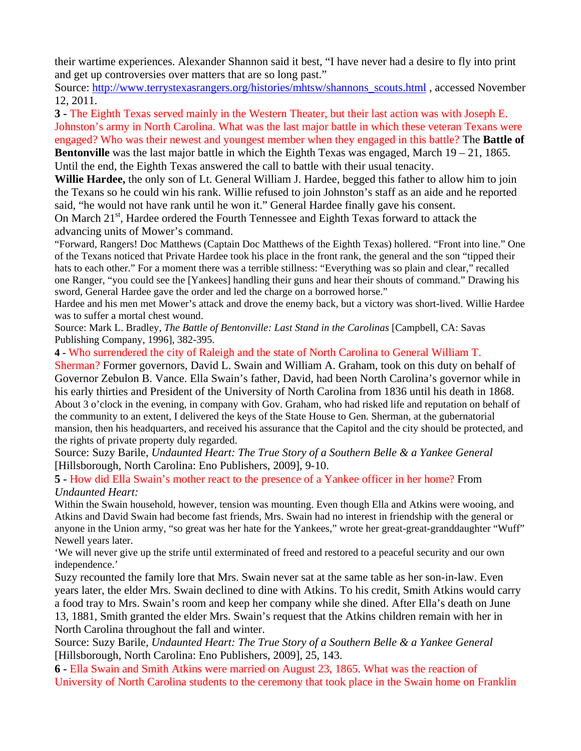their wartime experiences. Alexander Shannon said it best, "I have never had a desire to fly into print and get up controversies over matters that are so long past."

Source: http://www.terrystexasrangers.org/histories/mhtsw/shannons_scouts.html , accessed November 12, 2011.

**3 -** The Eighth Texas served mainly in the Western Theater, but their last action was with Joseph E. Johnston's army in North Carolina. What was the last major battle in which these veteran Texans were engaged? Who was their newest and youngest member when they engaged in this battle? The **Battle of Bentonville** was the last major battle in which the Eighth Texas was engaged, March 19 – 21, 1865. Until the end, the Eighth Texas answered the call to battle with their usual tenacity.

**Willie Hardee,** the only son of Lt. General William J. Hardee, begged this father to allow him to join the Texans so he could win his rank. Willie refused to join Johnston's staff as an aide and he reported said, "he would not have rank until he won it." General Hardee finally gave his consent.

On March 21st, Hardee ordered the Fourth Tennessee and Eighth Texas forward to attack the advancing units of Mower's command.

"Forward, Rangers! Doc Matthews (Captain Doc Matthews of the Eighth Texas) hollered. "Front into line." One of the Texans noticed that Private Hardee took his place in the front rank, the general and the son "tipped their hats to each other." For a moment there was a terrible stillness: "Everything was so plain and clear," recalled one Ranger, "you could see the [Yankees] handling their guns and hear their shouts of command." Drawing his sword, General Hardee gave the order and led the charge on a borrowed horse."

Hardee and his men met Mower's attack and drove the enemy back, but a victory was short-lived. Willie Hardee was to suffer a mortal chest wound.

Source: Mark L. Bradley, *The Battle of Bentonville: Last Stand in the Carolinas* [Campbell, CA: Savas Publishing Company, 1996], 382-395.

**4 -** Who surrendered the city of Raleigh and the state of North Carolina to General William T. Sherman? Former governors, David L. Swain and William A. Graham, took on this duty on behalf of Governor Zebulon B. Vance. Ella Swain's father, David, had been North Carolina's governor while in his early thirties and President of the University of North Carolina from 1836 until his death in 1868.

About 3 o'clock in the evening, in company with Gov. Graham, who had risked life and reputation on behalf of the community to an extent, I delivered the keys of the State House to Gen. Sherman, at the gubernatorial mansion, then his headquarters, and received his assurance that the Capitol and the city should be protected, and the rights of private property duly regarded.

Source: Suzy Barile, *Undaunted Heart: The True Story of a Southern Belle & a Yankee General* [Hillsborough, North Carolina: Eno Publishers, 2009], 9-10.

**5 -** How did Ella Swain's mother react to the presence of a Yankee officer in her home? From *Undaunted Heart:*

Within the Swain household, however, tension was mounting. Even though Ella and Atkins were wooing, and Atkins and David Swain had become fast friends, Mrs. Swain had no interest in friendship with the general or anyone in the Union army, "so great was her hate for the Yankees," wrote her great-great-granddaughter "Wuff" Newell years later.

'We will never give up the strife until exterminated of freed and restored to a peaceful security and our own independence.'

Suzy recounted the family lore that Mrs. Swain never sat at the same table as her son-in-law. Even years later, the elder Mrs. Swain declined to dine with Atkins. To his credit, Smith Atkins would carry a food tray to Mrs. Swain's room and keep her company while she dined. After Ella's death on June 13, 1881, Smith granted the elder Mrs. Swain's request that the Atkins children remain with her in North Carolina throughout the fall and winter.

Source: Suzy Barile, *Undaunted Heart: The True Story of a Southern Belle & a Yankee General* [Hillsborough, North Carolina: Eno Publishers, 2009], 25, 143.

**6 -** Ella Swain and Smith Atkins were married on August 23, 1865. What was the reaction of University of North Carolina students to the ceremony that took place in the Swain home on Franklin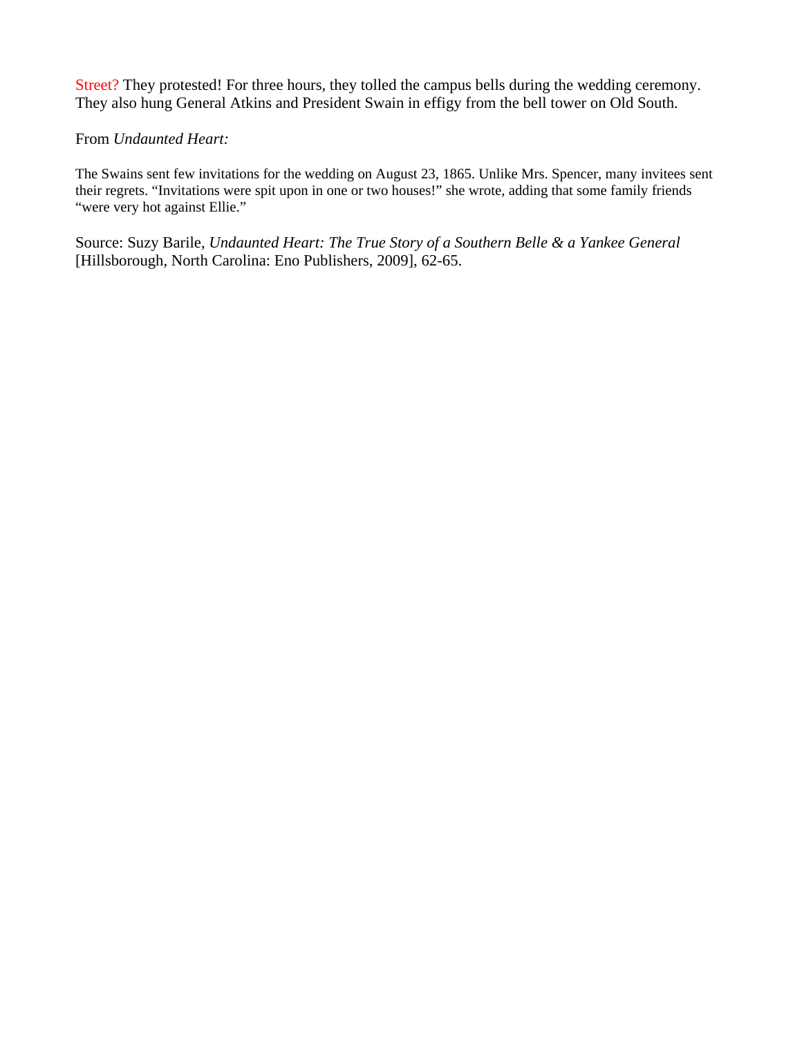Street? They protested! For three hours, they tolled the campus bells during the wedding ceremony. They also hung General Atkins and President Swain in effigy from the bell tower on Old South.

From *Undaunted Heart:*

The Swains sent few invitations for the wedding on August 23, 1865. Unlike Mrs. Spencer, many invitees sent their regrets. "Invitations were spit upon in one or two houses!" she wrote, adding that some family friends "were very hot against Ellie."

Source: Suzy Barile, *Undaunted Heart: The True Story of a Southern Belle & a Yankee General* [Hillsborough, North Carolina: Eno Publishers, 2009], 62-65.